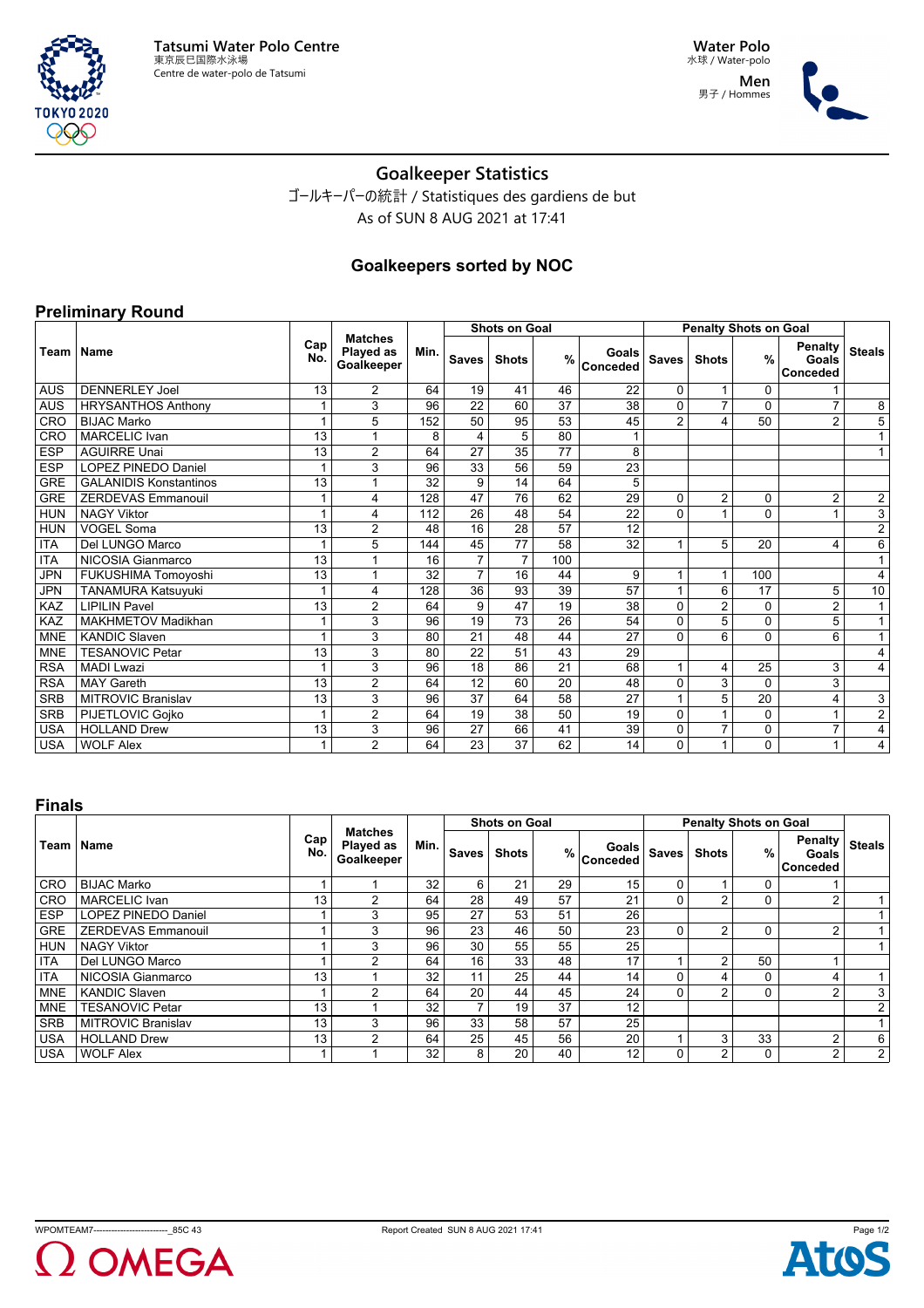Tatsumi Water Polo Centre
東京辰巳国際水泳場
Centre de water-polo de Tatsumi

Water Polo
水球 / Water-polo

Men
男子 / Hommes

# Goalkeeper Statistics

ゴールキーパーの統計 / Statistiques des gardiens de but

As of SUN 8 AUG 2021 at 17:41

## Goalkeepers sorted by NOC

### Preliminary Round

| Team | Name | Cap No. | Matches Played as Goalkeeper | Min. | Shots on Goal | | | | Penalty Shots on Goal | | | | Steals |
|---|---|---|---|---|---|---|---|---|---|---|---|---|---|
| | | | | | Saves | Shots | % | Goals Conceded | Saves | Shots | % | Penalty Goals Conceded | |
| AUS | DENNERLEY Joel | 13 | 2 | 64 | 19 | 41 | 46 | 22 | 0 | 1 | 0 | 1 | |
| AUS | HRYSANTHOS Anthony | 1 | 3 | 96 | 22 | 60 | 37 | 38 | 0 | 7 | 0 | 7 | 8 |
| CRO | BIJAC Marko | 1 | 5 | 152 | 50 | 95 | 53 | 45 | 2 | 4 | 50 | 2 | 5 |
| CRO | MARCELIC Ivan | 13 | 1 | 8 | 4 | 5 | 80 | 1 | | | | | 1 |
| ESP | AGUIRRE Unai | 13 | 2 | 64 | 27 | 35 | 77 | 8 | | | | | 1 |
| ESP | LOPEZ PINEDO Daniel | 1 | 3 | 96 | 33 | 56 | 59 | 23 | | | | | |
| GRE | GALANIDIS Konstantinos | 13 | 1 | 32 | 9 | 14 | 64 | 5 | | | | | |
| GRE | ZERDEVAS Emmanouil | 1 | 4 | 128 | 47 | 76 | 62 | 29 | 0 | 2 | 0 | 2 | 2 |
| HUN | NAGY Viktor | 1 | 4 | 112 | 26 | 48 | 54 | 22 | 0 | 1 | 0 | 1 | 3 |
| HUN | VOGEL Soma | 13 | 2 | 48 | 16 | 28 | 57 | 12 | | | | | 2 |
| ITA | Del LUNGO Marco | 1 | 5 | 144 | 45 | 77 | 58 | 32 | 1 | 5 | 20 | 4 | 6 |
| ITA | NICOSIA Gianmarco | 13 | 1 | 16 | 7 | 7 | 100 | | | | | | 1 |
| JPN | FUKUSHIMA Tomoyoshi | 13 | 1 | 32 | 7 | 16 | 44 | 9 | 1 | 1 | 100 | | 4 |
| JPN | TANAMURA Katsuyuki | 1 | 4 | 128 | 36 | 93 | 39 | 57 | 1 | 6 | 17 | 5 | 10 |
| KAZ | LIPILIN Pavel | 13 | 2 | 64 | 9 | 47 | 19 | 38 | 0 | 2 | 0 | 2 | 1 |
| KAZ | MAKHMETOV Madikhan | 1 | 3 | 96 | 19 | 73 | 26 | 54 | 0 | 5 | 0 | 5 | 1 |
| MNE | KANDIC Slaven | 1 | 3 | 80 | 21 | 48 | 44 | 27 | 0 | 6 | 0 | 6 | 1 |
| MNE | TESANOVIC Petar | 13 | 3 | 80 | 22 | 51 | 43 | 29 | | | | | 4 |
| RSA | MADI Lwazi | 1 | 3 | 96 | 18 | 86 | 21 | 68 | 1 | 4 | 25 | 3 | 4 |
| RSA | MAY Gareth | 13 | 2 | 64 | 12 | 60 | 20 | 48 | 0 | 3 | 0 | 3 | |
| SRB | MITROVIC Branislav | 13 | 3 | 96 | 37 | 64 | 58 | 27 | 1 | 5 | 20 | 4 | 3 |
| SRB | PIJETLOVIC Gojko | 1 | 2 | 64 | 19 | 38 | 50 | 19 | 0 | 1 | 0 | 1 | 2 |
| USA | HOLLAND Drew | 13 | 3 | 96 | 27 | 66 | 41 | 39 | 0 | 7 | 0 | 7 | 4 |
| USA | WOLF Alex | 1 | 2 | 64 | 23 | 37 | 62 | 14 | 0 | 1 | 0 | 1 | 4 |

### Finals

| Team | Name | Cap No. | Matches Played as Goalkeeper | Min. | Shots on Goal | | | | Penalty Shots on Goal | | | | Steals |
|---|---|---|---|---|---|---|---|---|---|---|---|---|---|
| | | | | | Saves | Shots | % | Goals Conceded | Saves | Shots | % | Penalty Goals Conceded | |
| CRO | BIJAC Marko | 1 | 1 | 32 | 6 | 21 | 29 | 15 | 0 | 1 | 0 | 1 | |
| CRO | MARCELIC Ivan | 13 | 2 | 64 | 28 | 49 | 57 | 21 | 0 | 2 | 0 | 2 | 1 |
| ESP | LOPEZ PINEDO Daniel | 1 | 3 | 95 | 27 | 53 | 51 | 26 | | | | | 1 |
| GRE | ZERDEVAS Emmanouil | 1 | 3 | 96 | 23 | 46 | 50 | 23 | 0 | 2 | 0 | 2 | 1 |
| HUN | NAGY Viktor | 1 | 3 | 96 | 30 | 55 | 55 | 25 | | | | | 1 |
| ITA | Del LUNGO Marco | 1 | 2 | 64 | 16 | 33 | 48 | 17 | 1 | 2 | 50 | 1 | |
| ITA | NICOSIA Gianmarco | 13 | 1 | 32 | 11 | 25 | 44 | 14 | 0 | 4 | 0 | 4 | 1 |
| MNE | KANDIC Slaven | 1 | 2 | 64 | 20 | 44 | 45 | 24 | 0 | 2 | 0 | 2 | 3 |
| MNE | TESANOVIC Petar | 13 | 1 | 32 | 7 | 19 | 37 | 12 | | | | | 2 |
| SRB | MITROVIC Branislav | 13 | 3 | 96 | 33 | 58 | 57 | 25 | | | | | 1 |
| USA | HOLLAND Drew | 13 | 2 | 64 | 25 | 45 | 56 | 20 | 1 | 3 | 33 | 2 | 6 |
| USA | WOLF Alex | 1 | 1 | 32 | 8 | 20 | 40 | 12 | 0 | 2 | 0 | 2 | 2 |

WPOMTEAM7-------------------------_85C 43 Report Created SUN 8 AUG 2021 17:41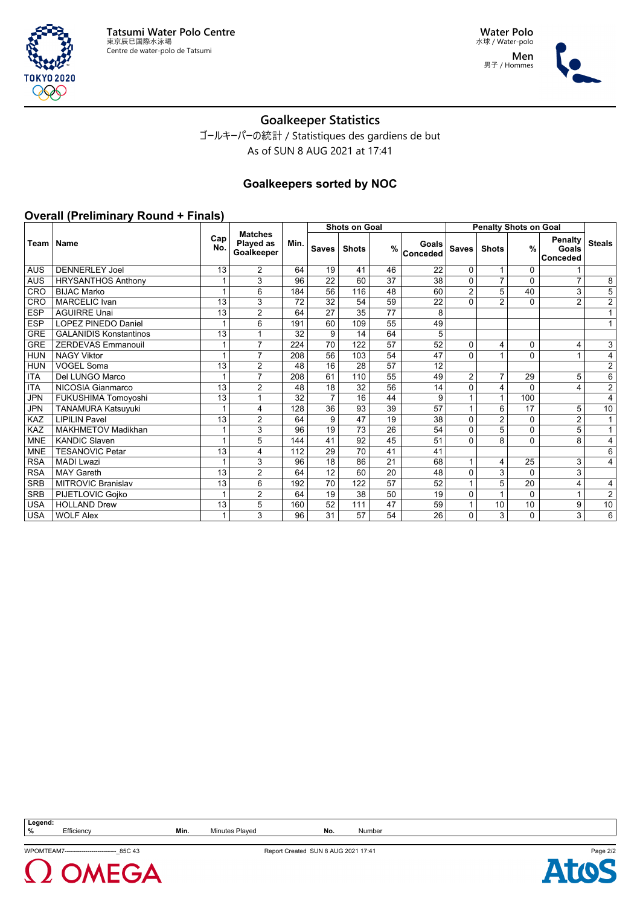Tatsumi Water Polo Centre
東京辰巳国際水泳場
Centre de water-polo de Tatsumi

Water Polo
水球 / Water-polo
Men
男子 / Hommes

## Goalkeeper Statistics

ゴールキーパーの統計 / Statistiques des gardiens de but

As of SUN 8 AUG 2021 at 17:41

### Goalkeepers sorted by NOC

**Overall (Preliminary Round + Finals)**

| Team | Name | Cap No. | Matches Played as Goalkeeper | Min. | Shots on Goal | | | | Penalty Shots on Goal | | | | Steals |
|---|---|---|---|---|---|---|---|---|---|---|---|---|---|
| | | | | | Saves | Shots | % | Goals Conceded | Saves | Shots | % | Penalty Goals Conceded | |
| AUS | DENNERLEY Joel | 13 | 2 | 64 | 19 | 41 | 46 | 22 | 0 | 1 | 0 | 1 | |
| AUS | HRYSANTHOS Anthony | 1 | 3 | 96 | 22 | 60 | 37 | 38 | 0 | 7 | 0 | 7 | 8 |
| CRO | BIJAC Marko | 1 | 6 | 184 | 56 | 116 | 48 | 60 | 2 | 5 | 40 | 3 | 5 |
| CRO | MARCELIC Ivan | 13 | 3 | 72 | 32 | 54 | 59 | 22 | 0 | 2 | 0 | 2 | 2 |
| ESP | AGUIRRE Unai | 13 | 2 | 64 | 27 | 35 | 77 | 8 | | | | | 1 |
| ESP | LOPEZ PINEDO Daniel | 1 | 6 | 191 | 60 | 109 | 55 | 49 | | | | | 1 |
| GRE | GALANIDIS Konstantinos | 13 | 1 | 32 | 9 | 14 | 64 | 5 | | | | | |
| GRE | ZERDEVAS Emmanouil | 1 | 7 | 224 | 70 | 122 | 57 | 52 | 0 | 4 | 0 | 4 | 3 |
| HUN | NAGY Viktor | 1 | 7 | 208 | 56 | 103 | 54 | 47 | 0 | 1 | 0 | 1 | 4 |
| HUN | VOGEL Soma | 13 | 2 | 48 | 16 | 28 | 57 | 12 | | | | | 2 |
| ITA | Del LUNGO Marco | 1 | 7 | 208 | 61 | 110 | 55 | 49 | 2 | 7 | 29 | 5 | 6 |
| ITA | NICOSIA Gianmarco | 13 | 2 | 48 | 18 | 32 | 56 | 14 | 0 | 4 | 0 | 4 | 2 |
| JPN | FUKUSHIMA Tomoyoshi | 13 | 1 | 32 | 7 | 16 | 44 | 9 | 1 | 1 | 100 | | 4 |
| JPN | TANAMURA Katsuyuki | 1 | 4 | 128 | 36 | 93 | 39 | 57 | 1 | 6 | 17 | 5 | 10 |
| KAZ | LIPILIN Pavel | 13 | 2 | 64 | 9 | 47 | 19 | 38 | 0 | 2 | 0 | 2 | 1 |
| KAZ | MAKHMETOV Madikhan | 1 | 3 | 96 | 19 | 73 | 26 | 54 | 0 | 5 | 0 | 5 | 1 |
| MNE | KANDIC Slaven | 1 | 5 | 144 | 41 | 92 | 45 | 51 | 0 | 8 | 0 | 8 | 4 |
| MNE | TESANOVIC Petar | 13 | 4 | 112 | 29 | 70 | 41 | 41 | | | | | 6 |
| RSA | MADI Lwazi | 1 | 3 | 96 | 18 | 86 | 21 | 68 | 1 | 4 | 25 | 3 | 4 |
| RSA | MAY Gareth | 13 | 2 | 64 | 12 | 60 | 20 | 48 | 0 | 3 | 0 | 3 | |
| SRB | MITROVIC Branislav | 13 | 6 | 192 | 70 | 122 | 57 | 52 | 1 | 5 | 20 | 4 | 4 |
| SRB | PIJETLOVIC Gojko | 1 | 2 | 64 | 19 | 38 | 50 | 19 | 0 | 1 | 0 | 1 | 2 |
| USA | HOLLAND Drew | 13 | 5 | 160 | 52 | 111 | 47 | 59 | 1 | 10 | 10 | 9 | 10 |
| USA | WOLF Alex | 1 | 3 | 96 | 31 | 57 | 54 | 26 | 0 | 3 | 0 | 3 | 6 |

**Legend:**
% Efficiency    Min. Minutes Played    No. Number

WPOMTEAM7------------------------_85C 43    Report Created SUN 8 AUG 2021 17:41